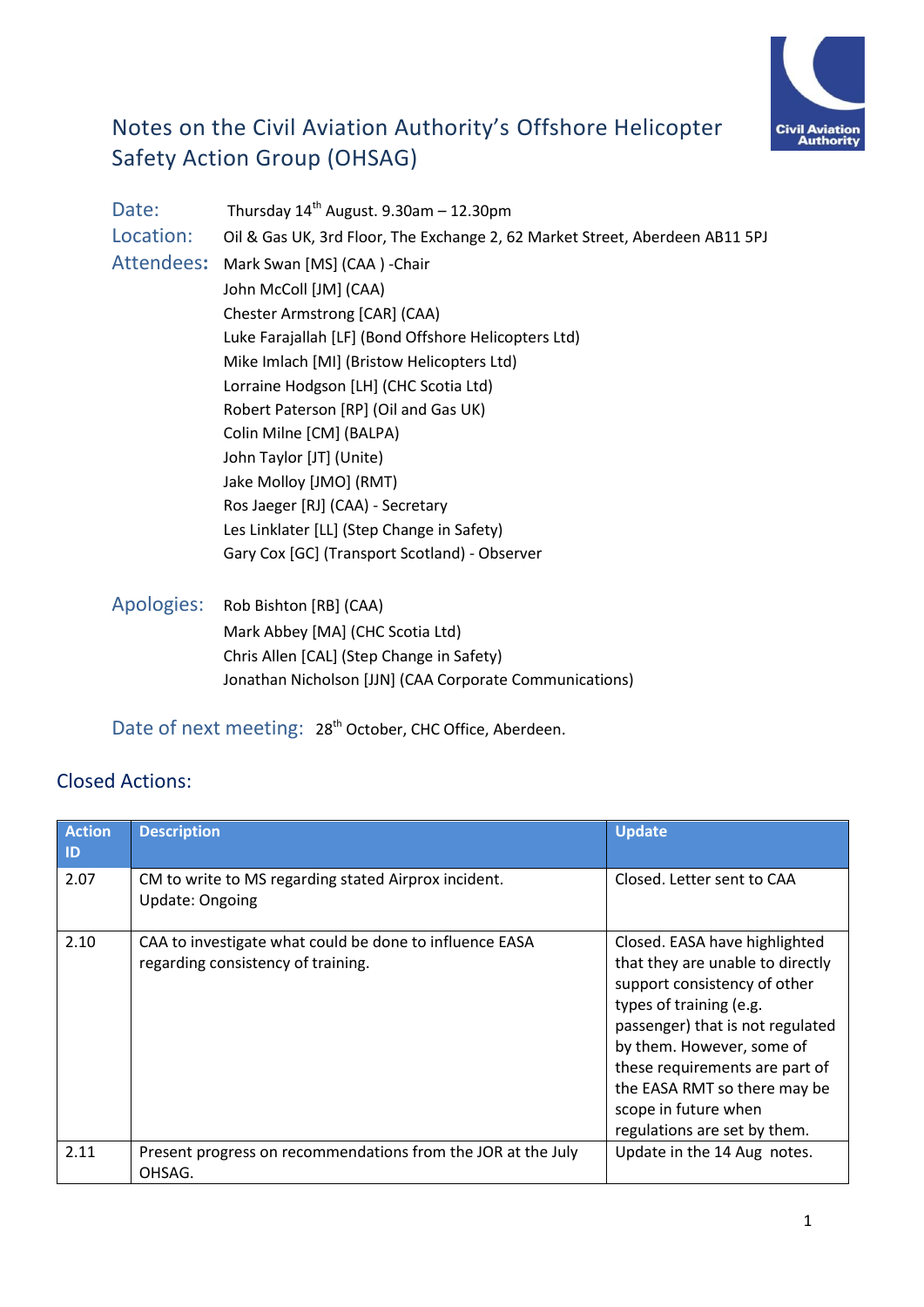# Notes on the Civil Aviation Authority's Offshore Helicopter Safety Action Group (OHSAG)

**Date:** Thursday 14th August. 9.30am – 12.30pm

**Location:** Oil & Gas UK, 3rd Floor, The Exchange 2, 62 Market Street, Aberdeen AB11 5PJ

**Attendees:**
Mark Swan [MS] (CAA ) -Chair
John McColl [JM] (CAA)
Chester Armstrong [CAR] (CAA)
Luke Farajallah [LF] (Bond Offshore Helicopters Ltd)
Mike Imlach [MI] (Bristow Helicopters Ltd)
Lorraine Hodgson [LH] (CHC Scotia Ltd)
Robert Paterson [RP] (Oil and Gas UK)
Colin Milne [CM] (BALPA)
John Taylor [JT] (Unite)
Jake Molloy [JMO] (RMT)
Ros Jaeger [RJ] (CAA) - Secretary
Les Linklater [LL] (Step Change in Safety)
Gary Cox [GC] (Transport Scotland) - Observer

**Apologies:**
Rob Bishton [RB] (CAA)
Mark Abbey [MA] (CHC Scotia Ltd)
Chris Allen [CAL] (Step Change in Safety)
Jonathan Nicholson [JJN] (CAA Corporate Communications)

**Date of next meeting:** 28th October, CHC Office, Aberdeen.

## Closed Actions:

| Action ID | Description | Update |
|---|---|---|
| 2.07 | CM to write to MS regarding stated Airprox incident. Update: Ongoing | Closed. Letter sent to CAA |
| 2.10 | CAA to investigate what could be done to influence EASA regarding consistency of training. | Closed. EASA have highlighted that they are unable to directly support consistency of other types of training (e.g. passenger) that is not regulated by them. However, some of these requirements are part of the EASA RMT so there may be scope in future when regulations are set by them. |
| 2.11 | Present progress on recommendations from the JOR at the July OHSAG. | Update in the 14 Aug notes. |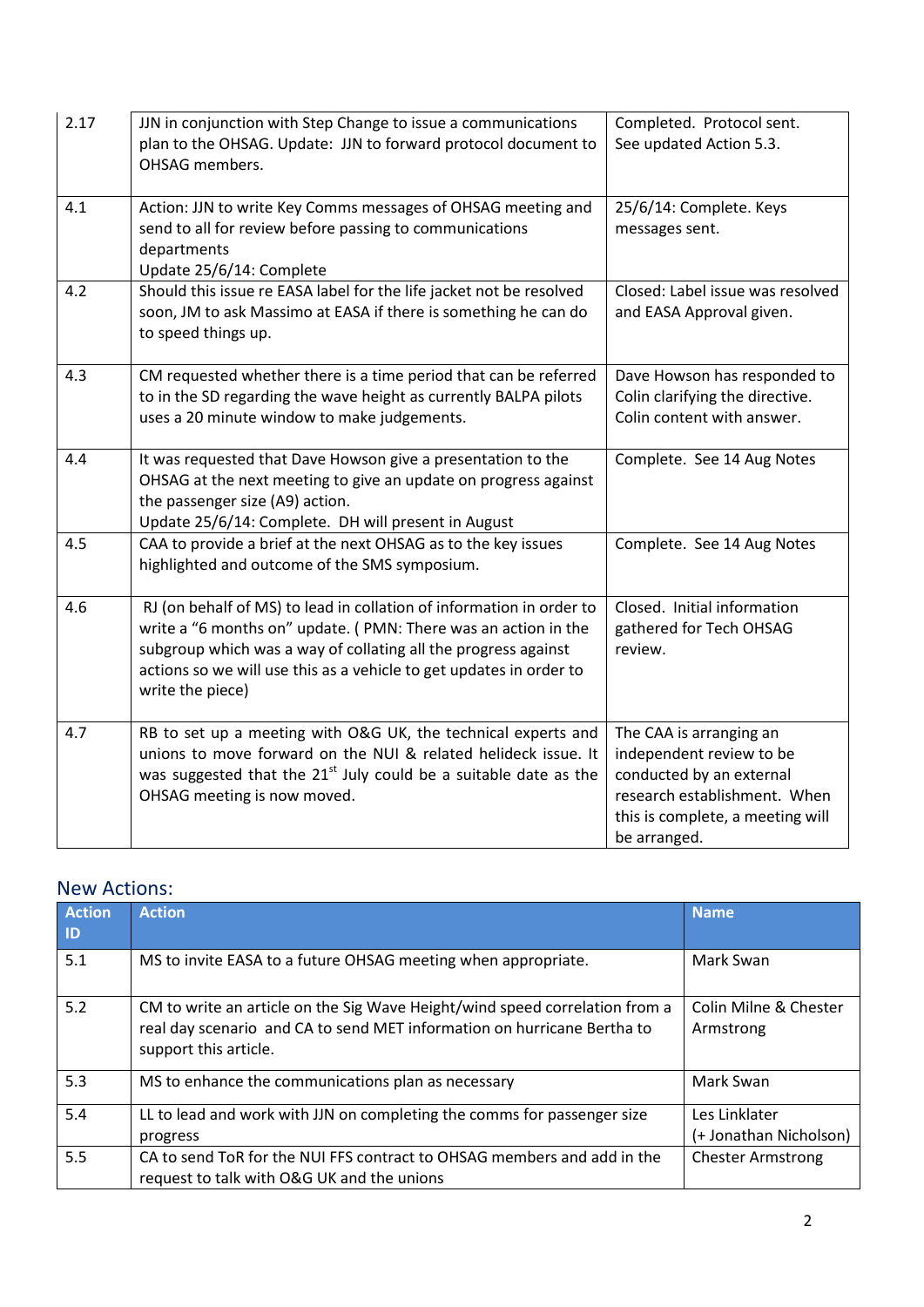| | | |
|---|---|---|
| 2.17 | JJN in conjunction with Step Change to issue a communications plan to the OHSAG. Update: JJN to forward protocol document to OHSAG members. | Completed. Protocol sent. See updated Action 5.3. |
| 4.1 | Action: JJN to write Key Comms messages of OHSAG meeting and send to all for review before passing to communications departments<br>Update 25/6/14: Complete | 25/6/14: Complete. Keys messages sent. |
| 4.2 | Should this issue re EASA label for the life jacket not be resolved soon, JM to ask Massimo at EASA if there is something he can do to speed things up. | Closed: Label issue was resolved and EASA Approval given. |
| 4.3 | CM requested whether there is a time period that can be referred to in the SD regarding the wave height as currently BALPA pilots uses a 20 minute window to make judgements. | Dave Howson has responded to Colin clarifying the directive. Colin content with answer. |
| 4.4 | It was requested that Dave Howson give a presentation to the OHSAG at the next meeting to give an update on progress against the passenger size (A9) action.<br>Update 25/6/14: Complete. DH will present in August | Complete. See 14 Aug Notes |
| 4.5 | CAA to provide a brief at the next OHSAG as to the key issues highlighted and outcome of the SMS symposium. | Complete. See 14 Aug Notes |
| 4.6 | RJ (on behalf of MS) to lead in collation of information in order to write a "6 months on" update. ( PMN: There was an action in the subgroup which was a way of collating all the progress against actions so we will use this as a vehicle to get updates in order to write the piece) | Closed. Initial information gathered for Tech OHSAG review. |
| 4.7 | RB to set up a meeting with O&G UK, the technical experts and unions to move forward on the NUI & related helideck issue. It was suggested that the 21st July could be a suitable date as the OHSAG meeting is now moved. | The CAA is arranging an independent review to be conducted by an external research establishment. When this is complete, a meeting will be arranged. |

## New Actions:

| Action ID | Action | Name |
|---|---|---|
| 5.1 | MS to invite EASA to a future OHSAG meeting when appropriate. | Mark Swan |
| 5.2 | CM to write an article on the Sig Wave Height/wind speed correlation from a real day scenario and CA to send MET information on hurricane Bertha to support this article. | Colin Milne & Chester Armstrong |
| 5.3 | MS to enhance the communications plan as necessary | Mark Swan |
| 5.4 | LL to lead and work with JJN on completing the comms for passenger size progress | Les Linklater (+ Jonathan Nicholson) |
| 5.5 | CA to send ToR for the NUI FFS contract to OHSAG members and add in the request to talk with O&G UK and the unions | Chester Armstrong |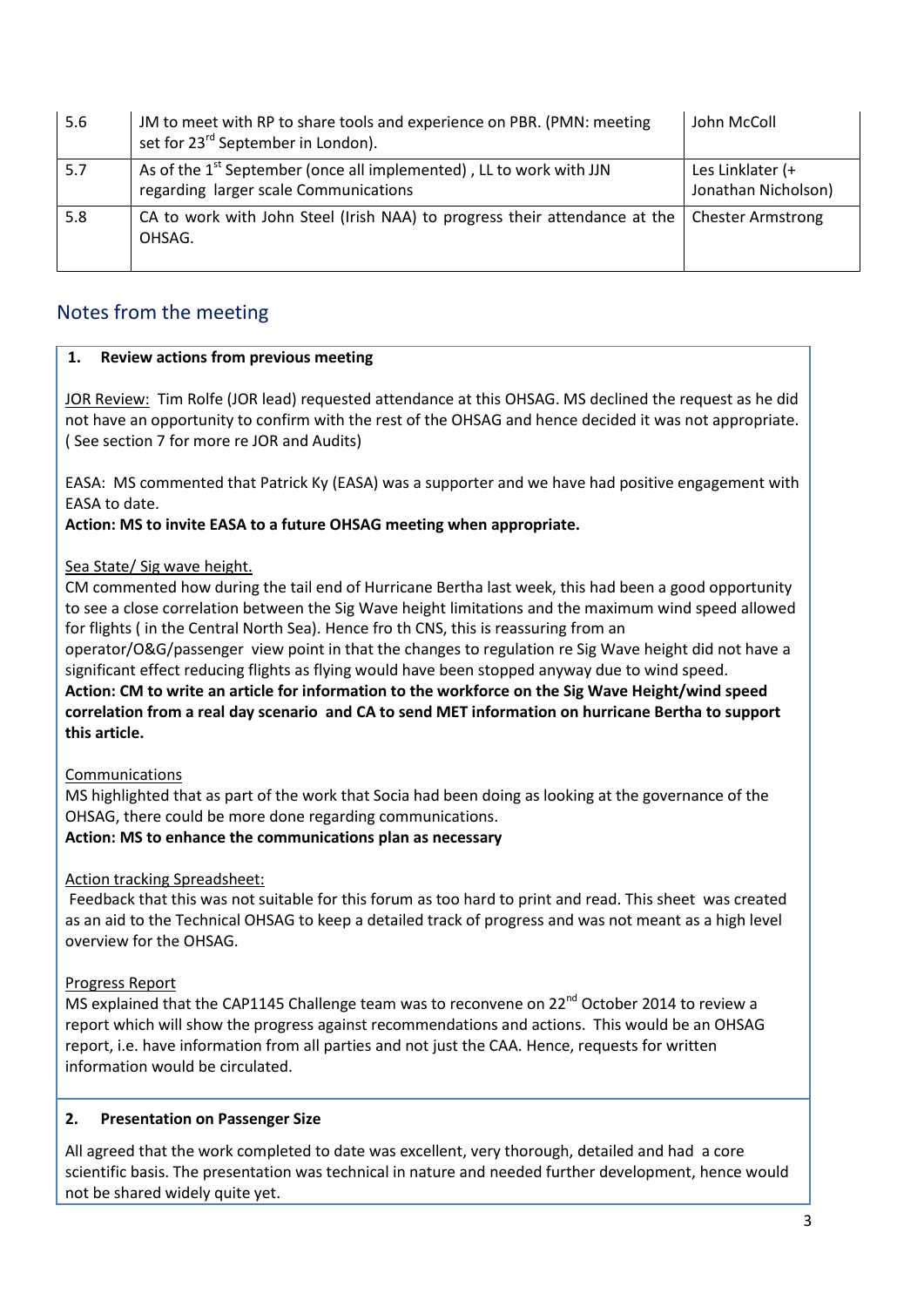| 5.6 | JM to meet with RP to share tools and experience on PBR. (PMN: meeting set for 23rd September in London). | John McColl |
|---|---|---|
| 5.7 | As of the 1st September (once all implemented) , LL to work with JJN regarding larger scale Communications | Les Linklater (+ Jonathan Nicholson) |
| 5.8 | CA to work with John Steel (Irish NAA) to progress their attendance at the OHSAG. | Chester Armstrong |

## Notes from the meeting

### 1. Review actions from previous meeting

JOR Review: Tim Rolfe (JOR lead) requested attendance at this OHSAG. MS declined the request as he did not have an opportunity to confirm with the rest of the OHSAG and hence decided it was not appropriate. ( See section 7 for more re JOR and Audits)

EASA: MS commented that Patrick Ky (EASA) was a supporter and we have had positive engagement with EASA to date.

**Action: MS to invite EASA to a future OHSAG meeting when appropriate.**

Sea State/ Sig wave height.

CM commented how during the tail end of Hurricane Bertha last week, this had been a good opportunity to see a close correlation between the Sig Wave height limitations and the maximum wind speed allowed for flights ( in the Central North Sea). Hence fro th CNS, this is reassuring from an operator/O&G/passenger view point in that the changes to regulation re Sig Wave height did not have a significant effect reducing flights as flying would have been stopped anyway due to wind speed.

**Action: CM to write an article for information to the workforce on the Sig Wave Height/wind speed correlation from a real day scenario and CA to send MET information on hurricane Bertha to support this article.**

Communications

MS highlighted that as part of the work that Socia had been doing as looking at the governance of the OHSAG, there could be more done regarding communications.

**Action: MS to enhance the communications plan as necessary**

Action tracking Spreadsheet:

Feedback that this was not suitable for this forum as too hard to print and read. This sheet was created as an aid to the Technical OHSAG to keep a detailed track of progress and was not meant as a high level overview for the OHSAG.

Progress Report

MS explained that the CAP1145 Challenge team was to reconvene on 22nd October 2014 to review a report which will show the progress against recommendations and actions. This would be an OHSAG report, i.e. have information from all parties and not just the CAA. Hence, requests for written information would be circulated.

### 2. Presentation on Passenger Size

All agreed that the work completed to date was excellent, very thorough, detailed and had a core scientific basis. The presentation was technical in nature and needed further development, hence would not be shared widely quite yet.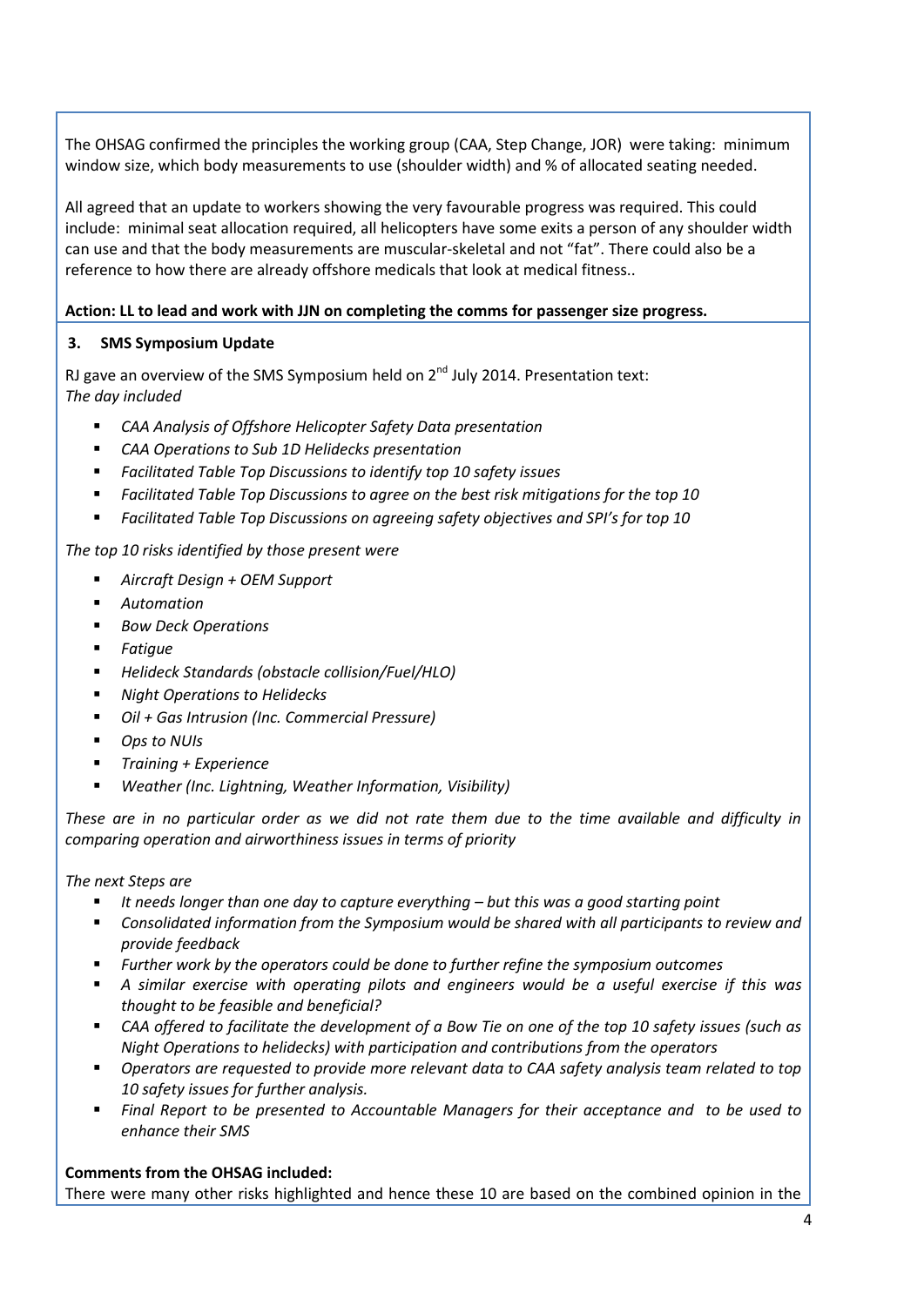The OHSAG confirmed the principles the working group (CAA, Step Change, JOR) were taking: minimum window size, which body measurements to use (shoulder width) and % of allocated seating needed.

All agreed that an update to workers showing the very favourable progress was required. This could include: minimal seat allocation required, all helicopters have some exits a person of any shoulder width can use and that the body measurements are muscular-skeletal and not "fat". There could also be a reference to how there are already offshore medicals that look at medical fitness..

**Action: LL to lead and work with JJN on completing the comms for passenger size progress.**

**3. SMS Symposium Update**

RJ gave an overview of the SMS Symposium held on 2nd July 2014. Presentation text:
*The day included*

- *CAA Analysis of Offshore Helicopter Safety Data presentation*
- *CAA Operations to Sub 1D Helidecks presentation*
- *Facilitated Table Top Discussions to identify top 10 safety issues*
- *Facilitated Table Top Discussions to agree on the best risk mitigations for the top 10*
- *Facilitated Table Top Discussions on agreeing safety objectives and SPI's for top 10*

*The top 10 risks identified by those present were*

- *Aircraft Design + OEM Support*
- *Automation*
- *Bow Deck Operations*
- *Fatigue*
- *Helideck Standards (obstacle collision/Fuel/HLO)*
- *Night Operations to Helidecks*
- *Oil + Gas Intrusion (Inc. Commercial Pressure)*
- *Ops to NUIs*
- *Training + Experience*
- *Weather (Inc. Lightning, Weather Information, Visibility)*

*These are in no particular order as we did not rate them due to the time available and difficulty in comparing operation and airworthiness issues in terms of priority*

*The next Steps are*

- *It needs longer than one day to capture everything – but this was a good starting point*
- *Consolidated information from the Symposium would be shared with all participants to review and provide feedback*
- *Further work by the operators could be done to further refine the symposium outcomes*
- *A similar exercise with operating pilots and engineers would be a useful exercise if this was thought to be feasible and beneficial?*
- *CAA offered to facilitate the development of a Bow Tie on one of the top 10 safety issues (such as Night Operations to helidecks) with participation and contributions from the operators*
- *Operators are requested to provide more relevant data to CAA safety analysis team related to top 10 safety issues for further analysis.*
- *Final Report to be presented to Accountable Managers for their acceptance and to be used to enhance their SMS*

**Comments from the OHSAG included:**
There were many other risks highlighted and hence these 10 are based on the combined opinion in the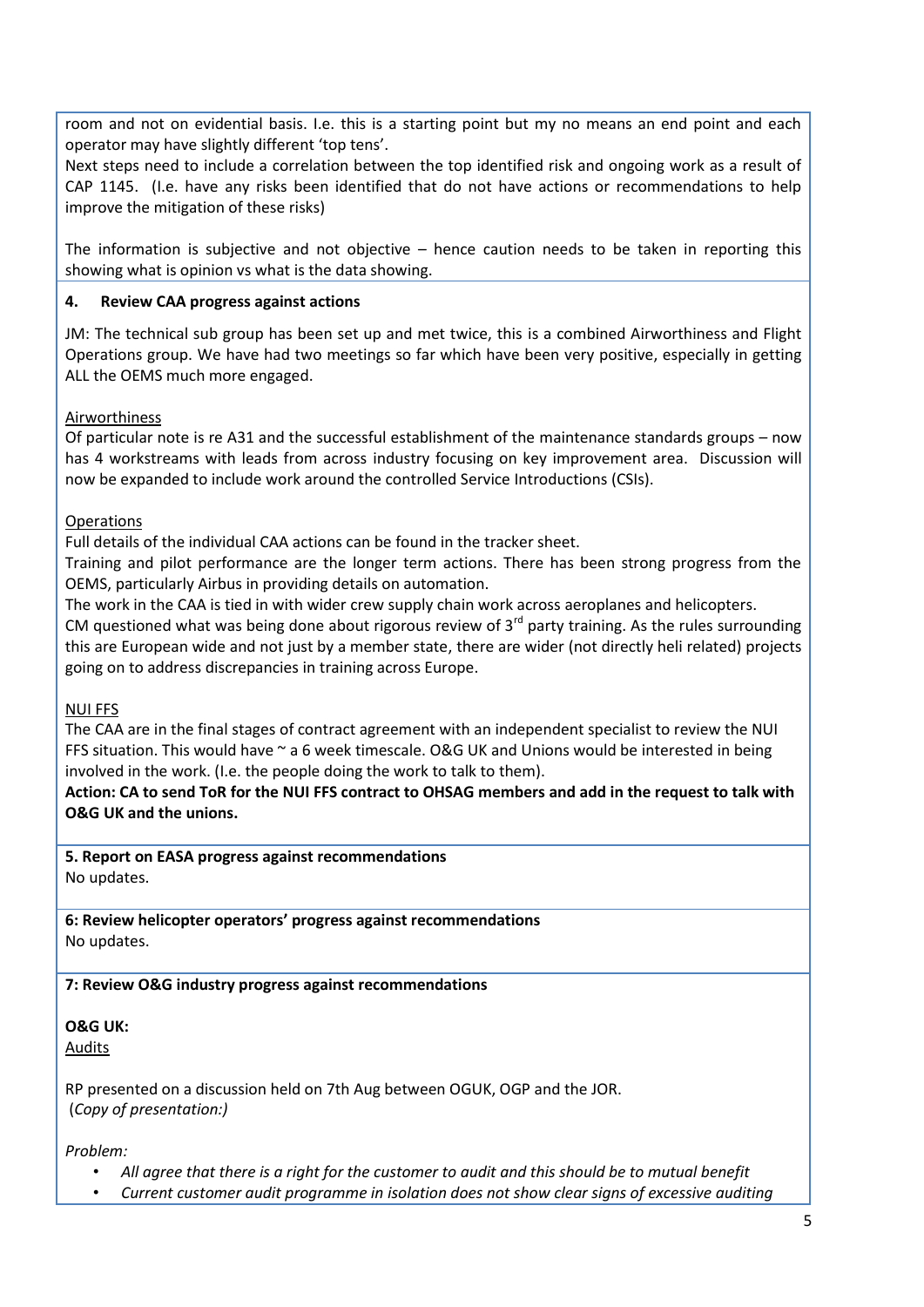room and not on evidential basis. I.e. this is a starting point but my no means an end point and each operator may have slightly different 'top tens'.

Next steps need to include a correlation between the top identified risk and ongoing work as a result of CAP 1145. (I.e. have any risks been identified that do not have actions or recommendations to help improve the mitigation of these risks)

The information is subjective and not objective – hence caution needs to be taken in reporting this showing what is opinion vs what is the data showing.

**4. Review CAA progress against actions**

JM: The technical sub group has been set up and met twice, this is a combined Airworthiness and Flight Operations group. We have had two meetings so far which have been very positive, especially in getting ALL the OEMS much more engaged.

Airworthiness

Of particular note is re A31 and the successful establishment of the maintenance standards groups – now has 4 workstreams with leads from across industry focusing on key improvement area. Discussion will now be expanded to include work around the controlled Service Introductions (CSIs).

Operations

Full details of the individual CAA actions can be found in the tracker sheet.

Training and pilot performance are the longer term actions. There has been strong progress from the OEMS, particularly Airbus in providing details on automation.

The work in the CAA is tied in with wider crew supply chain work across aeroplanes and helicopters.

CM questioned what was being done about rigorous review of 3rd party training. As the rules surrounding this are European wide and not just by a member state, there are wider (not directly heli related) projects going on to address discrepancies in training across Europe.

NUI FFS

The CAA are in the final stages of contract agreement with an independent specialist to review the NUI FFS situation. This would have ~ a 6 week timescale. O&G UK and Unions would be interested in being involved in the work. (I.e. the people doing the work to talk to them).

**Action: CA to send ToR for the NUI FFS contract to OHSAG members and add in the request to talk with O&G UK and the unions.**

**5. Report on EASA progress against recommendations**

No updates.

**6: Review helicopter operators' progress against recommendations**

No updates.

**7: Review O&G industry progress against recommendations**

**O&G UK:**

Audits

RP presented on a discussion held on 7th Aug between OGUK, OGP and the JOR.
(*Copy of presentation:)*

*Problem:*

- *All agree that there is a right for the customer to audit and this should be to mutual benefit*
- *Current customer audit programme in isolation does not show clear signs of excessive auditing*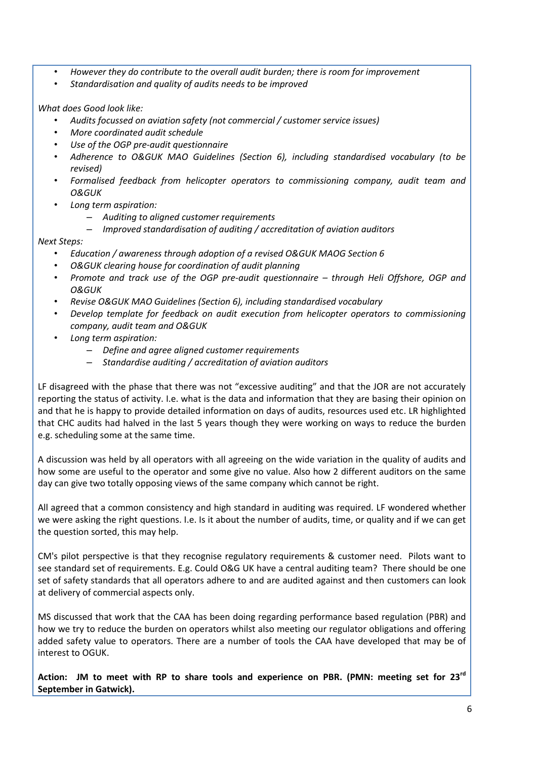- *However they do contribute to the overall audit burden; there is room for improvement*
- *Standardisation and quality of audits needs to be improved*

*What does Good look like:*

- *Audits focussed on aviation safety (not commercial / customer service issues)*
- *More coordinated audit schedule*
- *Use of the OGP pre-audit questionnaire*
- *Adherence to O&GUK MAO Guidelines (Section 6), including standardised vocabulary (to be revised)*
- *Formalised feedback from helicopter operators to commissioning company, audit team and O&GUK*
- *Long term aspiration:*
  - *Auditing to aligned customer requirements*
  - *Improved standardisation of auditing / accreditation of aviation auditors*

*Next Steps:*

- *Education / awareness through adoption of a revised O&GUK MAOG Section 6*
- *O&GUK clearing house for coordination of audit planning*
- *Promote and track use of the OGP pre-audit questionnaire – through Heli Offshore, OGP and O&GUK*
- *Revise O&GUK MAO Guidelines (Section 6), including standardised vocabulary*
- *Develop template for feedback on audit execution from helicopter operators to commissioning company, audit team and O&GUK*
- *Long term aspiration:*
  - *Define and agree aligned customer requirements*
  - *Standardise auditing / accreditation of aviation auditors*

LF disagreed with the phase that there was not "excessive auditing" and that the JOR are not accurately reporting the status of activity. I.e. what is the data and information that they are basing their opinion on and that he is happy to provide detailed information on days of audits, resources used etc. LR highlighted that CHC audits had halved in the last 5 years though they were working on ways to reduce the burden e.g. scheduling some at the same time.

A discussion was held by all operators with all agreeing on the wide variation in the quality of audits and how some are useful to the operator and some give no value. Also how 2 different auditors on the same day can give two totally opposing views of the same company which cannot be right.

All agreed that a common consistency and high standard in auditing was required. LF wondered whether we were asking the right questions. I.e. Is it about the number of audits, time, or quality and if we can get the question sorted, this may help.

CM's pilot perspective is that they recognise regulatory requirements & customer need. Pilots want to see standard set of requirements. E.g. Could O&G UK have a central auditing team? There should be one set of safety standards that all operators adhere to and are audited against and then customers can look at delivery of commercial aspects only.

MS discussed that work that the CAA has been doing regarding performance based regulation (PBR) and how we try to reduce the burden on operators whilst also meeting our regulator obligations and offering added safety value to operators. There are a number of tools the CAA have developed that may be of interest to OGUK.

**Action: JM to meet with RP to share tools and experience on PBR. (PMN: meeting set for 23rd September in Gatwick).**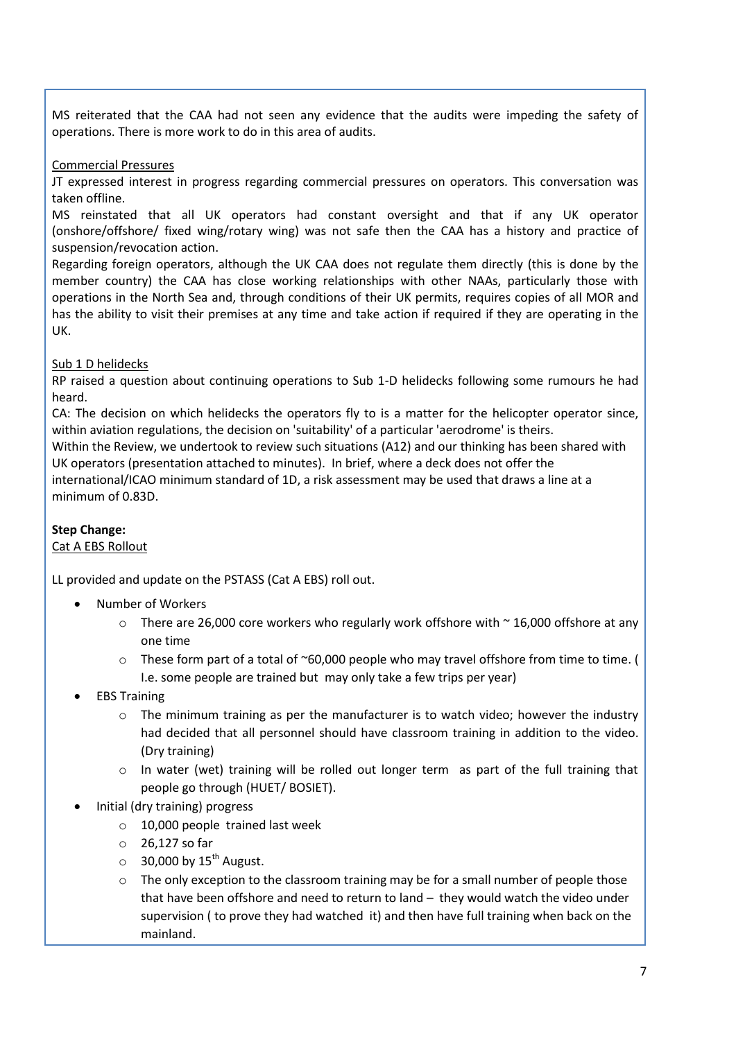MS reiterated that the CAA had not seen any evidence that the audits were impeding the safety of operations. There is more work to do in this area of audits.

Commercial Pressures

JT expressed interest in progress regarding commercial pressures on operators. This conversation was taken offline.

MS reinstated that all UK operators had constant oversight and that if any UK operator (onshore/offshore/ fixed wing/rotary wing) was not safe then the CAA has a history and practice of suspension/revocation action.

Regarding foreign operators, although the UK CAA does not regulate them directly (this is done by the member country) the CAA has close working relationships with other NAAs, particularly those with operations in the North Sea and, through conditions of their UK permits, requires copies of all MOR and has the ability to visit their premises at any time and take action if required if they are operating in the UK.

Sub 1 D helidecks

RP raised a question about continuing operations to Sub 1-D helidecks following some rumours he had heard.

CA: The decision on which helidecks the operators fly to is a matter for the helicopter operator since, within aviation regulations, the decision on 'suitability' of a particular 'aerodrome' is theirs.

Within the Review, we undertook to review such situations (A12) and our thinking has been shared with UK operators (presentation attached to minutes). In brief, where a deck does not offer the international/ICAO minimum standard of 1D, a risk assessment may be used that draws a line at a minimum of 0.83D.

**Step Change:**

Cat A EBS Rollout

LL provided and update on the PSTASS (Cat A EBS) roll out.

- Number of Workers
  - There are 26,000 core workers who regularly work offshore with ~ 16,000 offshore at any one time
  - These form part of a total of ~60,000 people who may travel offshore from time to time. ( I.e. some people are trained but may only take a few trips per year)
- EBS Training
  - The minimum training as per the manufacturer is to watch video; however the industry had decided that all personnel should have classroom training in addition to the video. (Dry training)
  - In water (wet) training will be rolled out longer term as part of the full training that people go through (HUET/ BOSIET).
- Initial (dry training) progress
  - 10,000 people trained last week
  - 26,127 so far
  - 30,000 by 15th August.
  - The only exception to the classroom training may be for a small number of people those that have been offshore and need to return to land – they would watch the video under supervision ( to prove they had watched it) and then have full training when back on the mainland.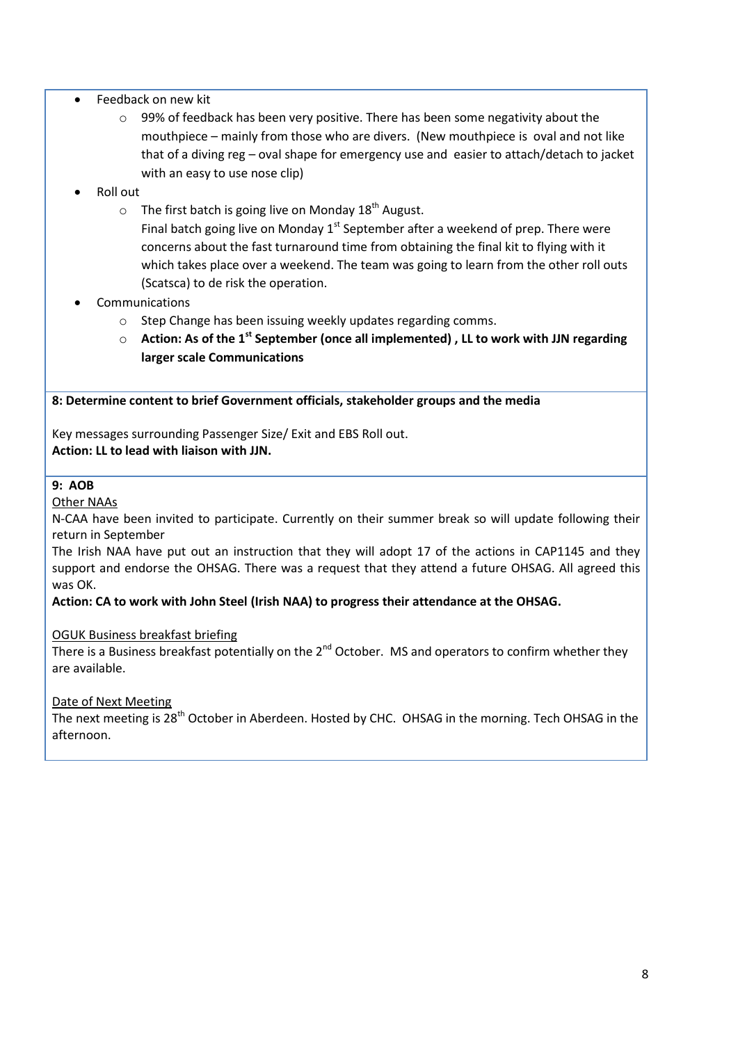- Feedback on new kit
  - 99% of feedback has been very positive. There has been some negativity about the mouthpiece – mainly from those who are divers. (New mouthpiece is oval and not like that of a diving reg – oval shape for emergency use and easier to attach/detach to jacket with an easy to use nose clip)
- Roll out
  - The first batch is going live on Monday 18th August.
    Final batch going live on Monday 1st September after a weekend of prep. There were concerns about the fast turnaround time from obtaining the final kit to flying with it which takes place over a weekend. The team was going to learn from the other roll outs (Scatsca) to de risk the operation.
- Communications
  - Step Change has been issuing weekly updates regarding comms.
  - **Action: As of the 1st September (once all implemented) , LL to work with JJN regarding larger scale Communications**

**8: Determine content to brief Government officials, stakeholder groups and the media**

Key messages surrounding Passenger Size/ Exit and EBS Roll out.
**Action: LL to lead with liaison with JJN.**

**9: AOB**

Other NAAs

N-CAA have been invited to participate. Currently on their summer break so will update following their return in September

The Irish NAA have put out an instruction that they will adopt 17 of the actions in CAP1145 and they support and endorse the OHSAG. There was a request that they attend a future OHSAG. All agreed this was OK.

**Action: CA to work with John Steel (Irish NAA) to progress their attendance at the OHSAG.**

OGUK Business breakfast briefing

There is a Business breakfast potentially on the 2nd October. MS and operators to confirm whether they are available.

Date of Next Meeting

The next meeting is 28th October in Aberdeen. Hosted by CHC. OHSAG in the morning. Tech OHSAG in the afternoon.